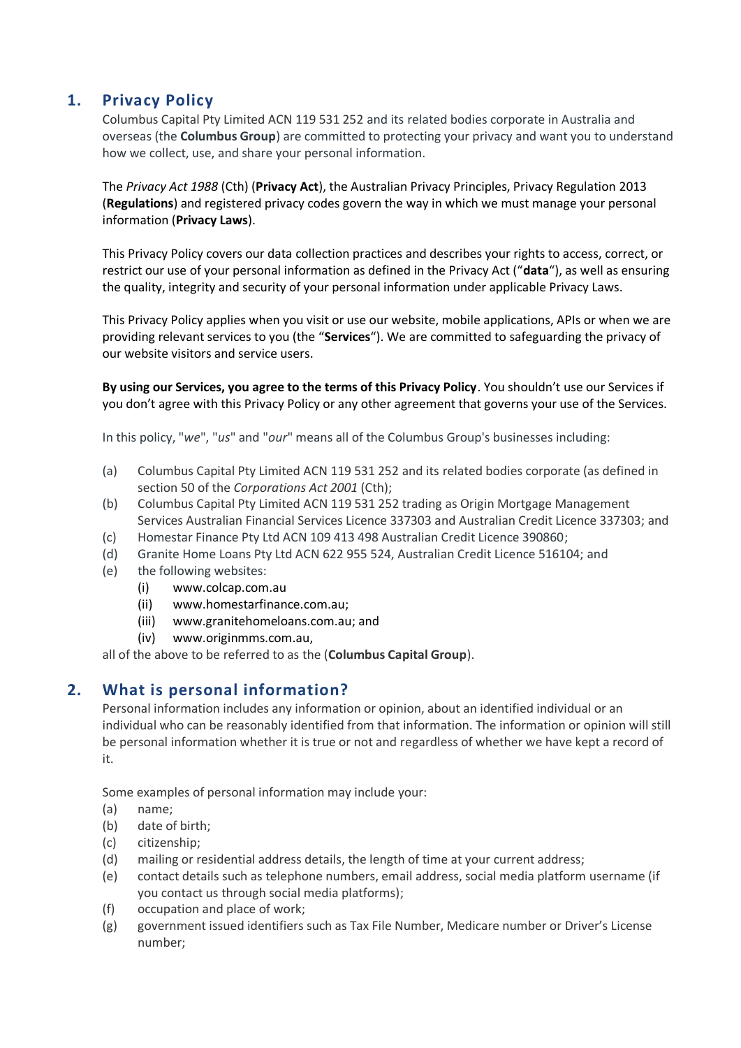## 1. Privacy Policy

Columbus Capital Pty Limited ACN 119 531 252 and its related bodies corporate in Australia and overseas (the **Columbus Group**) are committed to protecting your privacy and want you to understand how we collect, use, and share your personal information.

The *Privacy Act 1988* (Cth) (**Privacy Act**), the Australian Privacy Principles, Privacy Regulation 2013 (**Regulations**) and registered privacy codes govern the way in which we must manage your personal information (**Privacy Laws**).

This Privacy Policy covers our data collection practices and describes your rights to access, correct, or restrict our use of your personal information as defined in the Privacy Act ("**data**"), as well as ensuring the quality, integrity and security of your personal information under applicable Privacy Laws.

This Privacy Policy applies when you visit or use our website, mobile applications, APIs or when we are providing relevant services to you (the "**Services**"). We are committed to safeguarding the privacy of our website visitors and service users.

**By using our Services, you agree to the terms of this Privacy Policy**. You shouldn't use our Services if you don't agree with this Privacy Policy or any other agreement that governs your use of the Services.

In this policy, "*we*", "*us*" and "*our*" means all of the Columbus Group's businesses including:

(a) Columbus Capital Pty Limited ACN 119 531 252 and its related bodies corporate (as defined in section 50 of the *Corporations Act 2001* (Cth);

(b) Columbus Capital Pty Limited ACN 119 531 252 trading as Origin Mortgage Management Services Australian Financial Services Licence 337303 and Australian Credit Licence 337303; and

(c) Homestar Finance Pty Ltd ACN 109 413 498 Australian Credit Licence 390860;

(d) Granite Home Loans Pty Ltd ACN 622 955 524, Australian Credit Licence 516104; and

(e) the following websites:

   (i) www.colcap.com.au

   (ii) www.homestarfinance.com.au;

   (iii) www.granitehomeloans.com.au; and

   (iv) www.originmms.com.au,

all of the above to be referred to as the (**Columbus Capital Group**).

## 2. What is personal information?

Personal information includes any information or opinion, about an identified individual or an individual who can be reasonably identified from that information. The information or opinion will still be personal information whether it is true or not and regardless of whether we have kept a record of it.

Some examples of personal information may include your:

(a) name;

(b) date of birth;

(c) citizenship;

(d) mailing or residential address details, the length of time at your current address;

(e) contact details such as telephone numbers, email address, social media platform username (if you contact us through social media platforms);

(f) occupation and place of work;

(g) government issued identifiers such as Tax File Number, Medicare number or Driver's License number;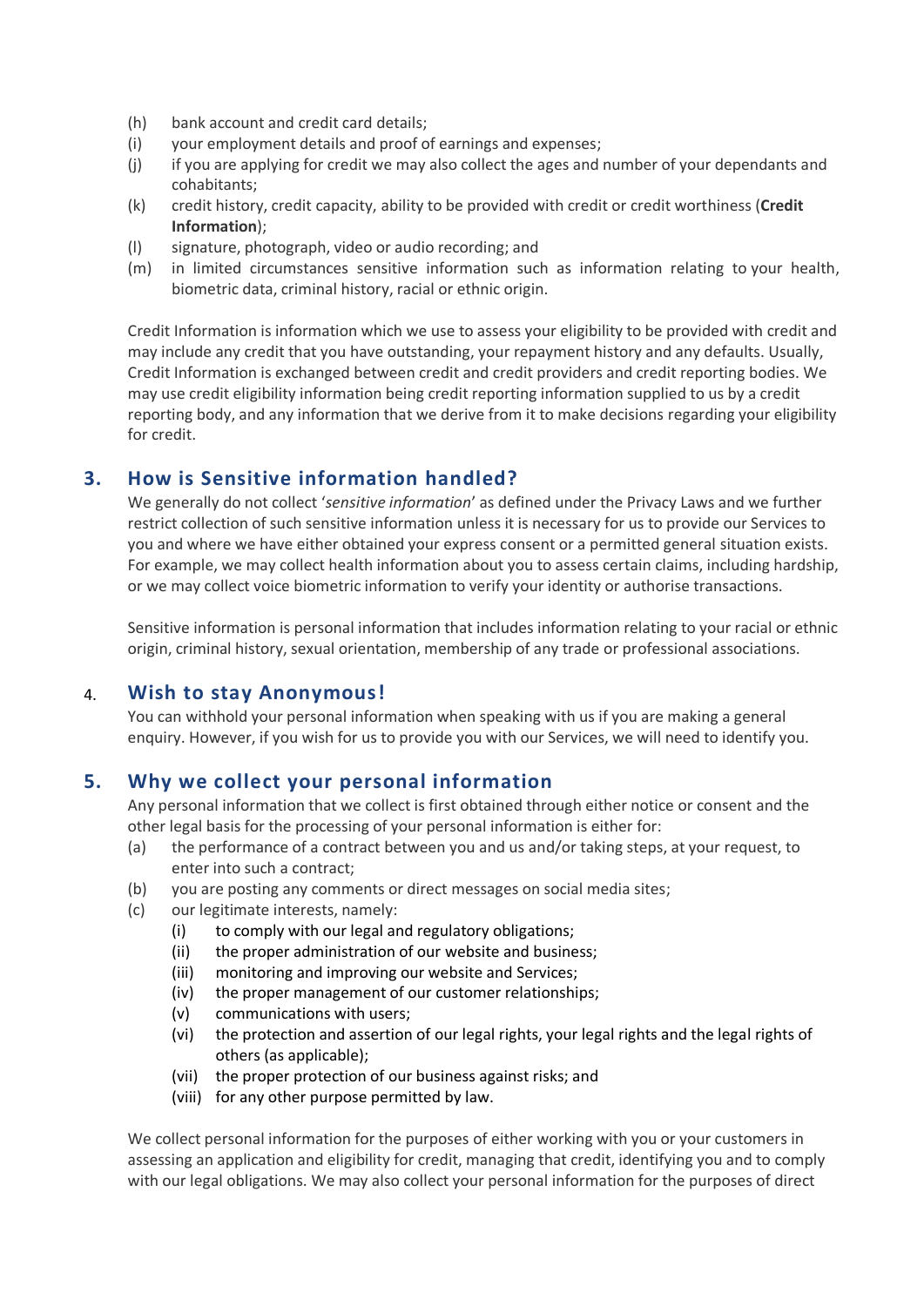(h) bank account and credit card details;

(i) your employment details and proof of earnings and expenses;

(j) if you are applying for credit we may also collect the ages and number of your dependants and cohabitants;

(k) credit history, credit capacity, ability to be provided with credit or credit worthiness (**Credit Information**);

(l) signature, photograph, video or audio recording; and

(m) in limited circumstances sensitive information such as information relating to your health, biometric data, criminal history, racial or ethnic origin.

Credit Information is information which we use to assess your eligibility to be provided with credit and may include any credit that you have outstanding, your repayment history and any defaults. Usually, Credit Information is exchanged between credit and credit providers and credit reporting bodies. We may use credit eligibility information being credit reporting information supplied to us by a credit reporting body, and any information that we derive from it to make decisions regarding your eligibility for credit.

## 3. How is Sensitive information handled?

We generally do not collect '*sensitive information*' as defined under the Privacy Laws and we further restrict collection of such sensitive information unless it is necessary for us to provide our Services to you and where we have either obtained your express consent or a permitted general situation exists. For example, we may collect health information about you to assess certain claims, including hardship, or we may collect voice biometric information to verify your identity or authorise transactions.

Sensitive information is personal information that includes information relating to your racial or ethnic origin, criminal history, sexual orientation, membership of any trade or professional associations.

## 4. Wish to stay Anonymous!

You can withhold your personal information when speaking with us if you are making a general enquiry. However, if you wish for us to provide you with our Services, we will need to identify you.

## 5. Why we collect your personal information

Any personal information that we collect is first obtained through either notice or consent and the other legal basis for the processing of your personal information is either for:

(a) the performance of a contract between you and us and/or taking steps, at your request, to enter into such a contract;

(b) you are posting any comments or direct messages on social media sites;

(c) our legitimate interests, namely:

  (i) to comply with our legal and regulatory obligations;

  (ii) the proper administration of our website and business;

  (iii) monitoring and improving our website and Services;

  (iv) the proper management of our customer relationships;

  (v) communications with users;

  (vi) the protection and assertion of our legal rights, your legal rights and the legal rights of others (as applicable);

  (vii) the proper protection of our business against risks; and

  (viii) for any other purpose permitted by law.

We collect personal information for the purposes of either working with you or your customers in assessing an application and eligibility for credit, managing that credit, identifying you and to comply with our legal obligations. We may also collect your personal information for the purposes of direct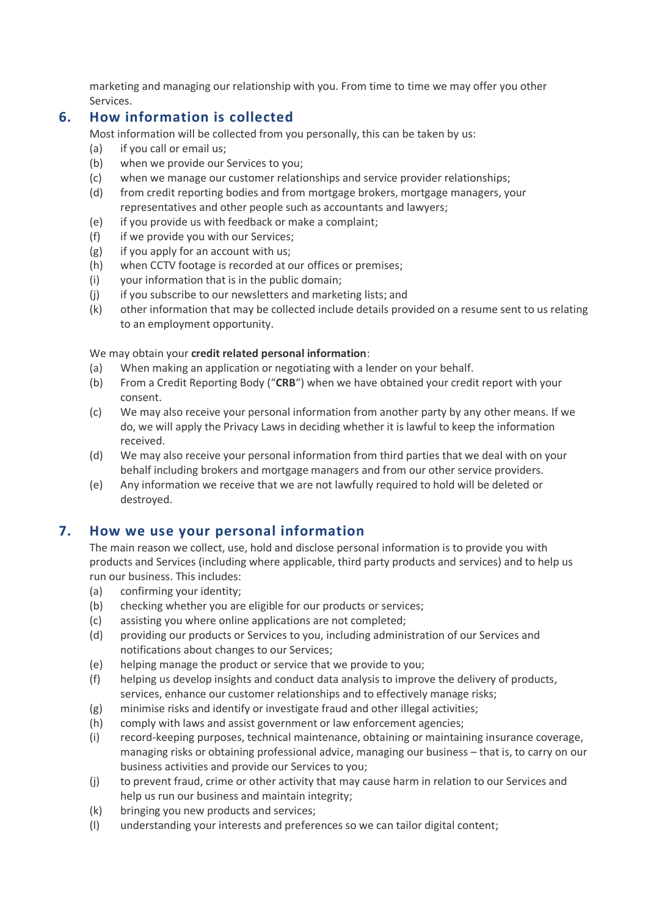marketing and managing our relationship with you. From time to time we may offer you other Services.

## 6. How information is collected

Most information will be collected from you personally, this can be taken by us:

(a) if you call or email us;
(b) when we provide our Services to you;
(c) when we manage our customer relationships and service provider relationships;
(d) from credit reporting bodies and from mortgage brokers, mortgage managers, your representatives and other people such as accountants and lawyers;
(e) if you provide us with feedback or make a complaint;
(f) if we provide you with our Services;
(g) if you apply for an account with us;
(h) when CCTV footage is recorded at our offices or premises;
(i) your information that is in the public domain;
(j) if you subscribe to our newsletters and marketing lists; and
(k) other information that may be collected include details provided on a resume sent to us relating to an employment opportunity.

We may obtain your **credit related personal information**:

(a) When making an application or negotiating with a lender on your behalf.
(b) From a Credit Reporting Body ("**CRB**") when we have obtained your credit report with your consent.
(c) We may also receive your personal information from another party by any other means. If we do, we will apply the Privacy Laws in deciding whether it is lawful to keep the information received.
(d) We may also receive your personal information from third parties that we deal with on your behalf including brokers and mortgage managers and from our other service providers.
(e) Any information we receive that we are not lawfully required to hold will be deleted or destroyed.

## 7. How we use your personal information

The main reason we collect, use, hold and disclose personal information is to provide you with products and Services (including where applicable, third party products and services) and to help us run our business. This includes:

(a) confirming your identity;
(b) checking whether you are eligible for our products or services;
(c) assisting you where online applications are not completed;
(d) providing our products or Services to you, including administration of our Services and notifications about changes to our Services;
(e) helping manage the product or service that we provide to you;
(f) helping us develop insights and conduct data analysis to improve the delivery of products, services, enhance our customer relationships and to effectively manage risks;
(g) minimise risks and identify or investigate fraud and other illegal activities;
(h) comply with laws and assist government or law enforcement agencies;
(i) record-keeping purposes, technical maintenance, obtaining or maintaining insurance coverage, managing risks or obtaining professional advice, managing our business – that is, to carry on our business activities and provide our Services to you;
(j) to prevent fraud, crime or other activity that may cause harm in relation to our Services and help us run our business and maintain integrity;
(k) bringing you new products and services;
(l) understanding your interests and preferences so we can tailor digital content;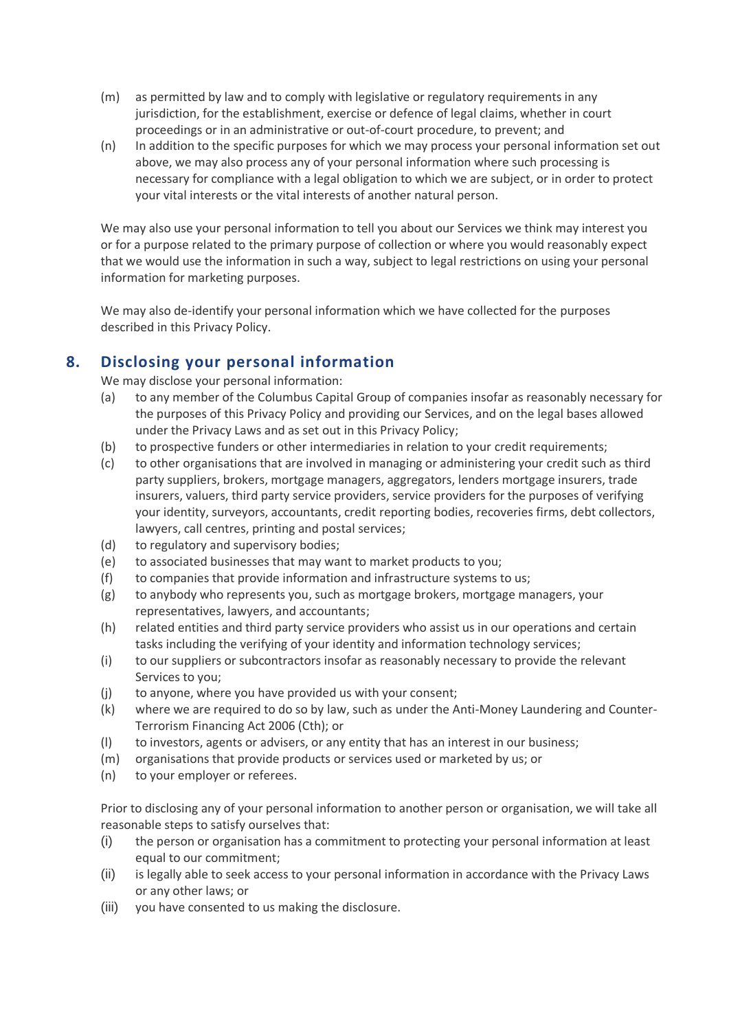(m) as permitted by law and to comply with legislative or regulatory requirements in any jurisdiction, for the establishment, exercise or defence of legal claims, whether in court proceedings or in an administrative or out-of-court procedure, to prevent; and

(n) In addition to the specific purposes for which we may process your personal information set out above, we may also process any of your personal information where such processing is necessary for compliance with a legal obligation to which we are subject, or in order to protect your vital interests or the vital interests of another natural person.

We may also use your personal information to tell you about our Services we think may interest you or for a purpose related to the primary purpose of collection or where you would reasonably expect that we would use the information in such a way, subject to legal restrictions on using your personal information for marketing purposes.

We may also de-identify your personal information which we have collected for the purposes described in this Privacy Policy.

## 8. Disclosing your personal information

We may disclose your personal information:

(a) to any member of the Columbus Capital Group of companies insofar as reasonably necessary for the purposes of this Privacy Policy and providing our Services, and on the legal bases allowed under the Privacy Laws and as set out in this Privacy Policy;

(b) to prospective funders or other intermediaries in relation to your credit requirements;

(c) to other organisations that are involved in managing or administering your credit such as third party suppliers, brokers, mortgage managers, aggregators, lenders mortgage insurers, trade insurers, valuers, third party service providers, service providers for the purposes of verifying your identity, surveyors, accountants, credit reporting bodies, recoveries firms, debt collectors, lawyers, call centres, printing and postal services;

(d) to regulatory and supervisory bodies;

(e) to associated businesses that may want to market products to you;

(f) to companies that provide information and infrastructure systems to us;

(g) to anybody who represents you, such as mortgage brokers, mortgage managers, your representatives, lawyers, and accountants;

(h) related entities and third party service providers who assist us in our operations and certain tasks including the verifying of your identity and information technology services;

(i) to our suppliers or subcontractors insofar as reasonably necessary to provide the relevant Services to you;

(j) to anyone, where you have provided us with your consent;

(k) where we are required to do so by law, such as under the Anti-Money Laundering and Counter-Terrorism Financing Act 2006 (Cth); or

(l) to investors, agents or advisers, or any entity that has an interest in our business;

(m) organisations that provide products or services used or marketed by us; or

(n) to your employer or referees.

Prior to disclosing any of your personal information to another person or organisation, we will take all reasonable steps to satisfy ourselves that:

(i) the person or organisation has a commitment to protecting your personal information at least equal to our commitment;

(ii) is legally able to seek access to your personal information in accordance with the Privacy Laws or any other laws; or

(iii) you have consented to us making the disclosure.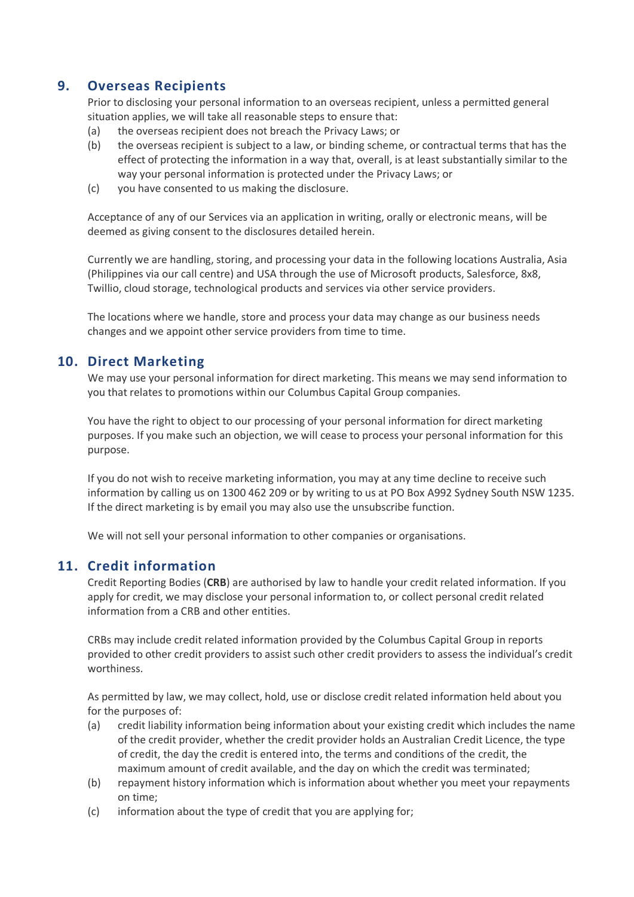## 9. Overseas Recipients

Prior to disclosing your personal information to an overseas recipient, unless a permitted general situation applies, we will take all reasonable steps to ensure that:

(a) the overseas recipient does not breach the Privacy Laws; or

(b) the overseas recipient is subject to a law, or binding scheme, or contractual terms that has the effect of protecting the information in a way that, overall, is at least substantially similar to the way your personal information is protected under the Privacy Laws; or

(c) you have consented to us making the disclosure.

Acceptance of any of our Services via an application in writing, orally or electronic means, will be deemed as giving consent to the disclosures detailed herein.

Currently we are handling, storing, and processing your data in the following locations Australia, Asia (Philippines via our call centre) and USA through the use of Microsoft products, Salesforce, 8x8, Twillio, cloud storage, technological products and services via other service providers.

The locations where we handle, store and process your data may change as our business needs changes and we appoint other service providers from time to time.

## 10. Direct Marketing

We may use your personal information for direct marketing. This means we may send information to you that relates to promotions within our Columbus Capital Group companies.

You have the right to object to our processing of your personal information for direct marketing purposes. If you make such an objection, we will cease to process your personal information for this purpose.

If you do not wish to receive marketing information, you may at any time decline to receive such information by calling us on 1300 462 209 or by writing to us at PO Box A992 Sydney South NSW 1235. If the direct marketing is by email you may also use the unsubscribe function.

We will not sell your personal information to other companies or organisations.

## 11. Credit information

Credit Reporting Bodies (**CRB**) are authorised by law to handle your credit related information. If you apply for credit, we may disclose your personal information to, or collect personal credit related information from a CRB and other entities.

CRBs may include credit related information provided by the Columbus Capital Group in reports provided to other credit providers to assist such other credit providers to assess the individual's credit worthiness.

As permitted by law, we may collect, hold, use or disclose credit related information held about you for the purposes of:

(a) credit liability information being information about your existing credit which includes the name of the credit provider, whether the credit provider holds an Australian Credit Licence, the type of credit, the day the credit is entered into, the terms and conditions of the credit, the maximum amount of credit available, and the day on which the credit was terminated;

(b) repayment history information which is information about whether you meet your repayments on time;

(c) information about the type of credit that you are applying for;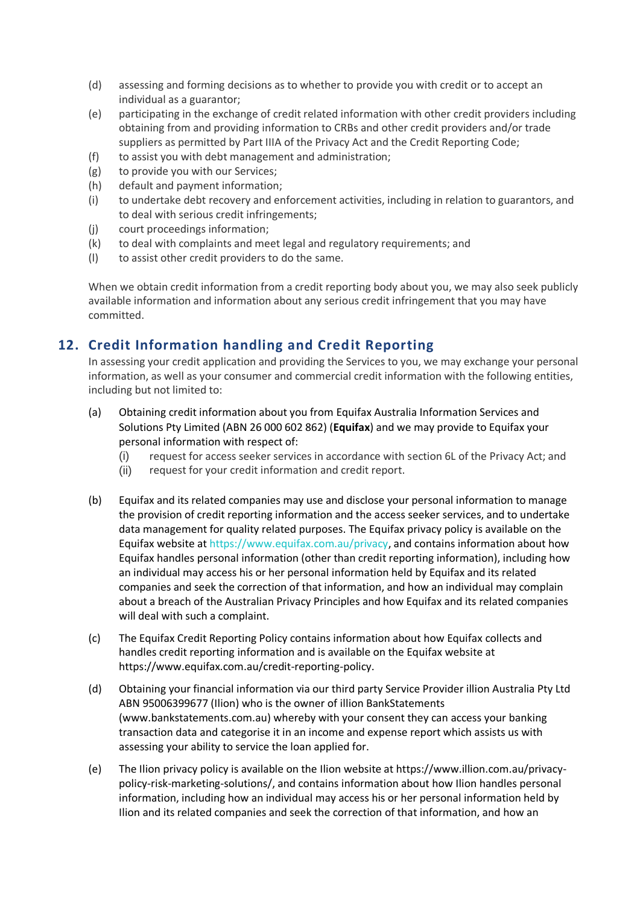(d) assessing and forming decisions as to whether to provide you with credit or to accept an individual as a guarantor;

(e) participating in the exchange of credit related information with other credit providers including obtaining from and providing information to CRBs and other credit providers and/or trade suppliers as permitted by Part IIIA of the Privacy Act and the Credit Reporting Code;

(f) to assist you with debt management and administration;

(g) to provide you with our Services;

(h) default and payment information;

(i) to undertake debt recovery and enforcement activities, including in relation to guarantors, and to deal with serious credit infringements;

(j) court proceedings information;

(k) to deal with complaints and meet legal and regulatory requirements; and

(l) to assist other credit providers to do the same.

When we obtain credit information from a credit reporting body about you, we may also seek publicly available information and information about any serious credit infringement that you may have committed.

## 12. Credit Information handling and Credit Reporting

In assessing your credit application and providing the Services to you, we may exchange your personal information, as well as your consumer and commercial credit information with the following entities, including but not limited to:

(a) Obtaining credit information about you from Equifax Australia Information Services and Solutions Pty Limited (ABN 26 000 602 862) (**Equifax**) and we may provide to Equifax your personal information with respect of:

  (i) request for access seeker services in accordance with section 6L of the Privacy Act; and

  (ii) request for your credit information and credit report.

(b) Equifax and its related companies may use and disclose your personal information to manage the provision of credit reporting information and the access seeker services, and to undertake data management for quality related purposes. The Equifax privacy policy is available on the Equifax website at https://www.equifax.com.au/privacy, and contains information about how Equifax handles personal information (other than credit reporting information), including how an individual may access his or her personal information held by Equifax and its related companies and seek the correction of that information, and how an individual may complain about a breach of the Australian Privacy Principles and how Equifax and its related companies will deal with such a complaint.

(c) The Equifax Credit Reporting Policy contains information about how Equifax collects and handles credit reporting information and is available on the Equifax website at https://www.equifax.com.au/credit-reporting-policy.

(d) Obtaining your financial information via our third party Service Provider illion Australia Pty Ltd ABN 95006399677 (Ilion) who is the owner of illion BankStatements (www.bankstatements.com.au) whereby with your consent they can access your banking transaction data and categorise it in an income and expense report which assists us with assessing your ability to service the loan applied for.

(e) The Ilion privacy policy is available on the Ilion website at https://www.illion.com.au/privacy-policy-risk-marketing-solutions/, and contains information about how Ilion handles personal information, including how an individual may access his or her personal information held by Ilion and its related companies and seek the correction of that information, and how an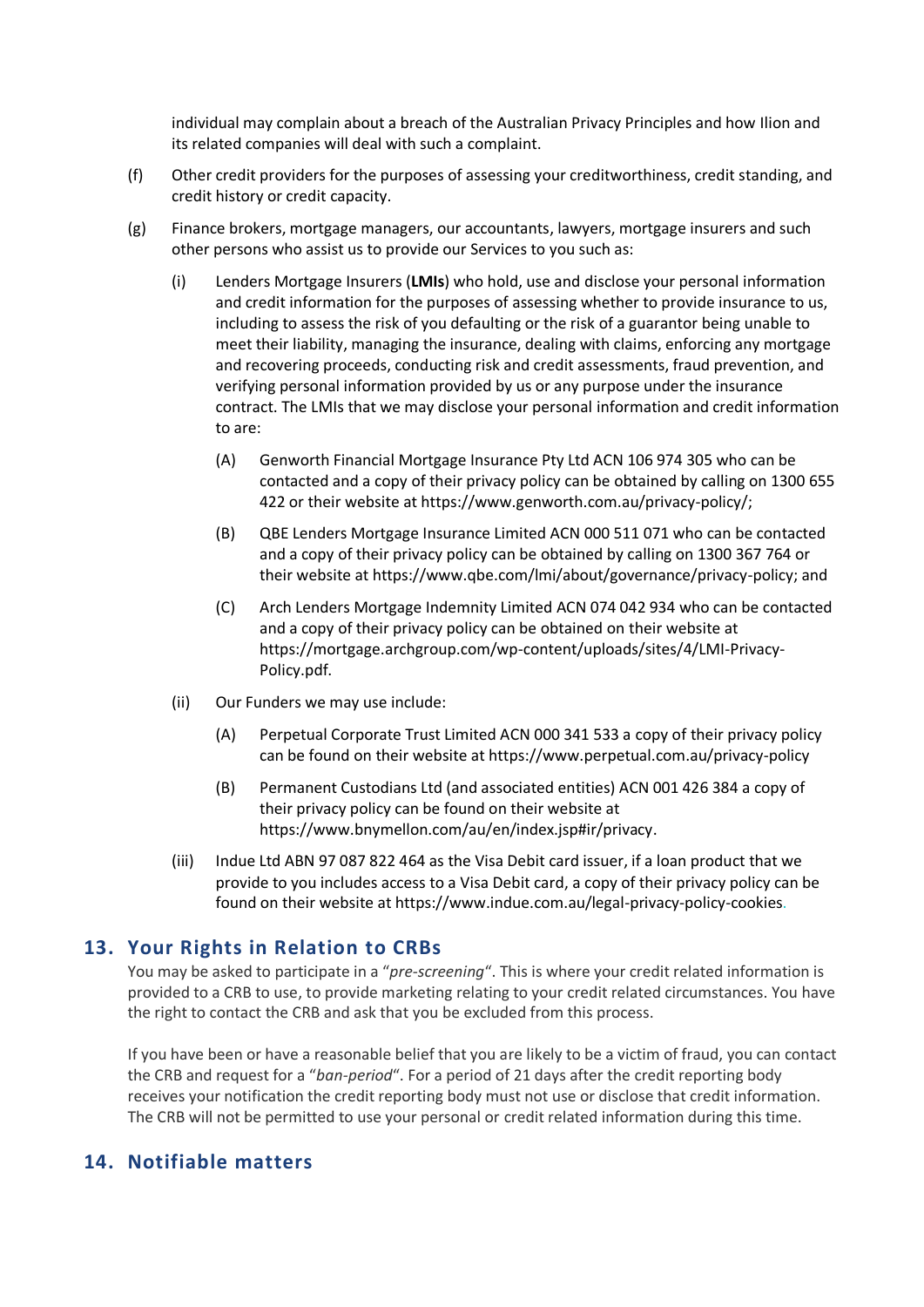individual may complain about a breach of the Australian Privacy Principles and how Ilion and its related companies will deal with such a complaint.

(f) Other credit providers for the purposes of assessing your creditworthiness, credit standing, and credit history or credit capacity.

(g) Finance brokers, mortgage managers, our accountants, lawyers, mortgage insurers and such other persons who assist us to provide our Services to you such as:

   (i) Lenders Mortgage Insurers (**LMIs**) who hold, use and disclose your personal information and credit information for the purposes of assessing whether to provide insurance to us, including to assess the risk of you defaulting or the risk of a guarantor being unable to meet their liability, managing the insurance, dealing with claims, enforcing any mortgage and recovering proceeds, conducting risk and credit assessments, fraud prevention, and verifying personal information provided by us or any purpose under the insurance contract. The LMIs that we may disclose your personal information and credit information to are:

      (A) Genworth Financial Mortgage Insurance Pty Ltd ACN 106 974 305 who can be contacted and a copy of their privacy policy can be obtained by calling on 1300 655 422 or their website at https://www.genworth.com.au/privacy-policy/;

      (B) QBE Lenders Mortgage Insurance Limited ACN 000 511 071 who can be contacted and a copy of their privacy policy can be obtained by calling on 1300 367 764 or their website at https://www.qbe.com/lmi/about/governance/privacy-policy; and

      (C) Arch Lenders Mortgage Indemnity Limited ACN 074 042 934 who can be contacted and a copy of their privacy policy can be obtained on their website at https://mortgage.archgroup.com/wp-content/uploads/sites/4/LMI-Privacy-Policy.pdf.

   (ii) Our Funders we may use include:

      (A) Perpetual Corporate Trust Limited ACN 000 341 533 a copy of their privacy policy can be found on their website at https://www.perpetual.com.au/privacy-policy

      (B) Permanent Custodians Ltd (and associated entities) ACN 001 426 384 a copy of their privacy policy can be found on their website at https://www.bnymellon.com/au/en/index.jsp#ir/privacy.

   (iii) Indue Ltd ABN 97 087 822 464 as the Visa Debit card issuer, if a loan product that we provide to you includes access to a Visa Debit card, a copy of their privacy policy can be found on their website at https://www.indue.com.au/legal-privacy-policy-cookies.

## 13. Your Rights in Relation to CRBs

You may be asked to participate in a "*pre-screening*". This is where your credit related information is provided to a CRB to use, to provide marketing relating to your credit related circumstances. You have the right to contact the CRB and ask that you be excluded from this process.

If you have been or have a reasonable belief that you are likely to be a victim of fraud, you can contact the CRB and request for a "*ban-period*". For a period of 21 days after the credit reporting body receives your notification the credit reporting body must not use or disclose that credit information. The CRB will not be permitted to use your personal or credit related information during this time.

## 14. Notifiable matters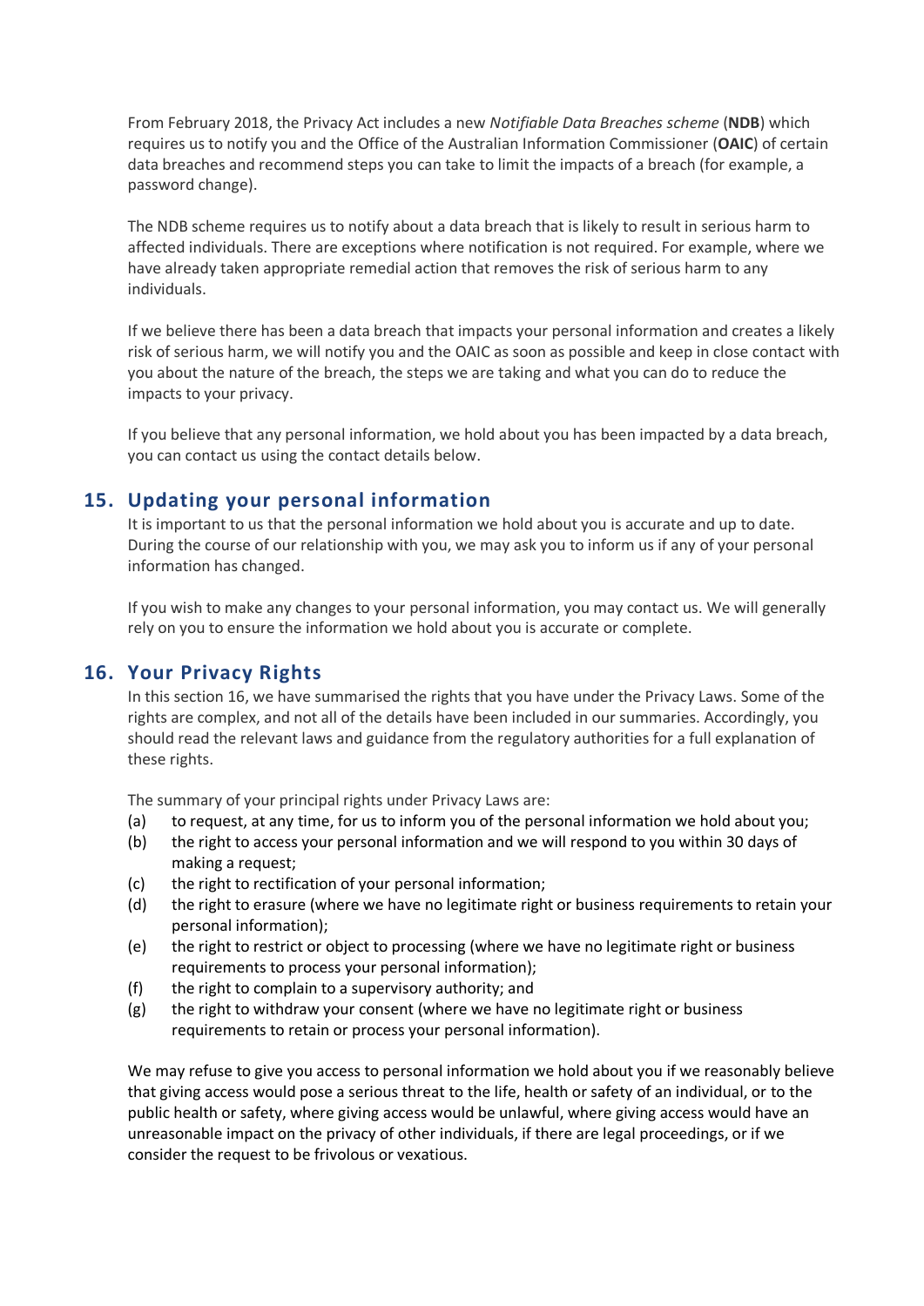From February 2018, the Privacy Act includes a new *Notifiable Data Breaches scheme* (**NDB**) which requires us to notify you and the Office of the Australian Information Commissioner (**OAIC**) of certain data breaches and recommend steps you can take to limit the impacts of a breach (for example, a password change).

The NDB scheme requires us to notify about a data breach that is likely to result in serious harm to affected individuals. There are exceptions where notification is not required. For example, where we have already taken appropriate remedial action that removes the risk of serious harm to any individuals.

If we believe there has been a data breach that impacts your personal information and creates a likely risk of serious harm, we will notify you and the OAIC as soon as possible and keep in close contact with you about the nature of the breach, the steps we are taking and what you can do to reduce the impacts to your privacy.

If you believe that any personal information, we hold about you has been impacted by a data breach, you can contact us using the contact details below.

## 15. Updating your personal information

It is important to us that the personal information we hold about you is accurate and up to date. During the course of our relationship with you, we may ask you to inform us if any of your personal information has changed.

If you wish to make any changes to your personal information, you may contact us. We will generally rely on you to ensure the information we hold about you is accurate or complete.

## 16. Your Privacy Rights

In this section 16, we have summarised the rights that you have under the Privacy Laws. Some of the rights are complex, and not all of the details have been included in our summaries. Accordingly, you should read the relevant laws and guidance from the regulatory authorities for a full explanation of these rights.

The summary of your principal rights under Privacy Laws are:

(a) to request, at any time, for us to inform you of the personal information we hold about you;
(b) the right to access your personal information and we will respond to you within 30 days of making a request;
(c) the right to rectification of your personal information;
(d) the right to erasure (where we have no legitimate right or business requirements to retain your personal information);
(e) the right to restrict or object to processing (where we have no legitimate right or business requirements to process your personal information);
(f) the right to complain to a supervisory authority; and
(g) the right to withdraw your consent (where we have no legitimate right or business requirements to retain or process your personal information).

We may refuse to give you access to personal information we hold about you if we reasonably believe that giving access would pose a serious threat to the life, health or safety of an individual, or to the public health or safety, where giving access would be unlawful, where giving access would have an unreasonable impact on the privacy of other individuals, if there are legal proceedings, or if we consider the request to be frivolous or vexatious.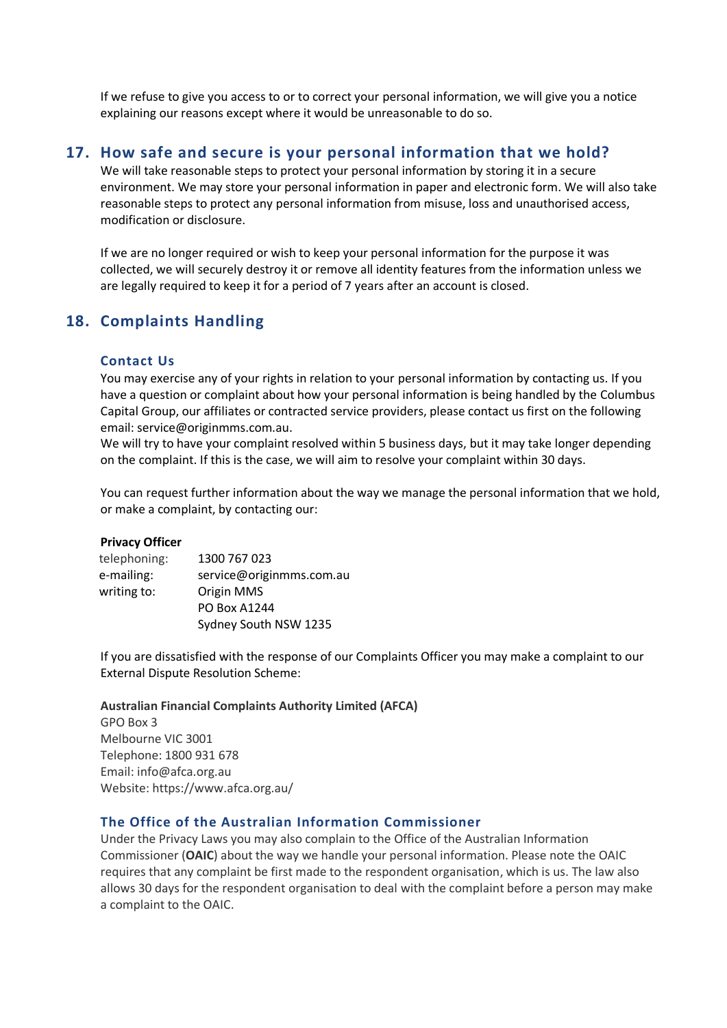If we refuse to give you access to or to correct your personal information, we will give you a notice explaining our reasons except where it would be unreasonable to do so.

## 17. How safe and secure is your personal information that we hold?

We will take reasonable steps to protect your personal information by storing it in a secure environment. We may store your personal information in paper and electronic form. We will also take reasonable steps to protect any personal information from misuse, loss and unauthorised access, modification or disclosure.

If we are no longer required or wish to keep your personal information for the purpose it was collected, we will securely destroy it or remove all identity features from the information unless we are legally required to keep it for a period of 7 years after an account is closed.

## 18. Complaints Handling

### Contact Us

You may exercise any of your rights in relation to your personal information by contacting us. If you have a question or complaint about how your personal information is being handled by the Columbus Capital Group, our affiliates or contracted service providers, please contact us first on the following email: service@originmms.com.au.
We will try to have your complaint resolved within 5 business days, but it may take longer depending on the complaint. If this is the case, we will aim to resolve your complaint within 30 days.

You can request further information about the way we manage the personal information that we hold, or make a complaint, by contacting our:

**Privacy Officer**

| | |
|---|---|
| telephoning: | 1300 767 023 |
| e-mailing: | service@originmms.com.au |
| writing to: | Origin MMS<br>PO Box A1244<br>Sydney South NSW 1235 |

If you are dissatisfied with the response of our Complaints Officer you may make a complaint to our External Dispute Resolution Scheme:

**Australian Financial Complaints Authority Limited (AFCA)**
GPO Box 3
Melbourne VIC 3001
Telephone: 1800 931 678
Email: info@afca.org.au
Website: https://www.afca.org.au/

### The Office of the Australian Information Commissioner

Under the Privacy Laws you may also complain to the Office of the Australian Information Commissioner (**OAIC**) about the way we handle your personal information. Please note the OAIC requires that any complaint be first made to the respondent organisation, which is us. The law also allows 30 days for the respondent organisation to deal with the complaint before a person may make a complaint to the OAIC.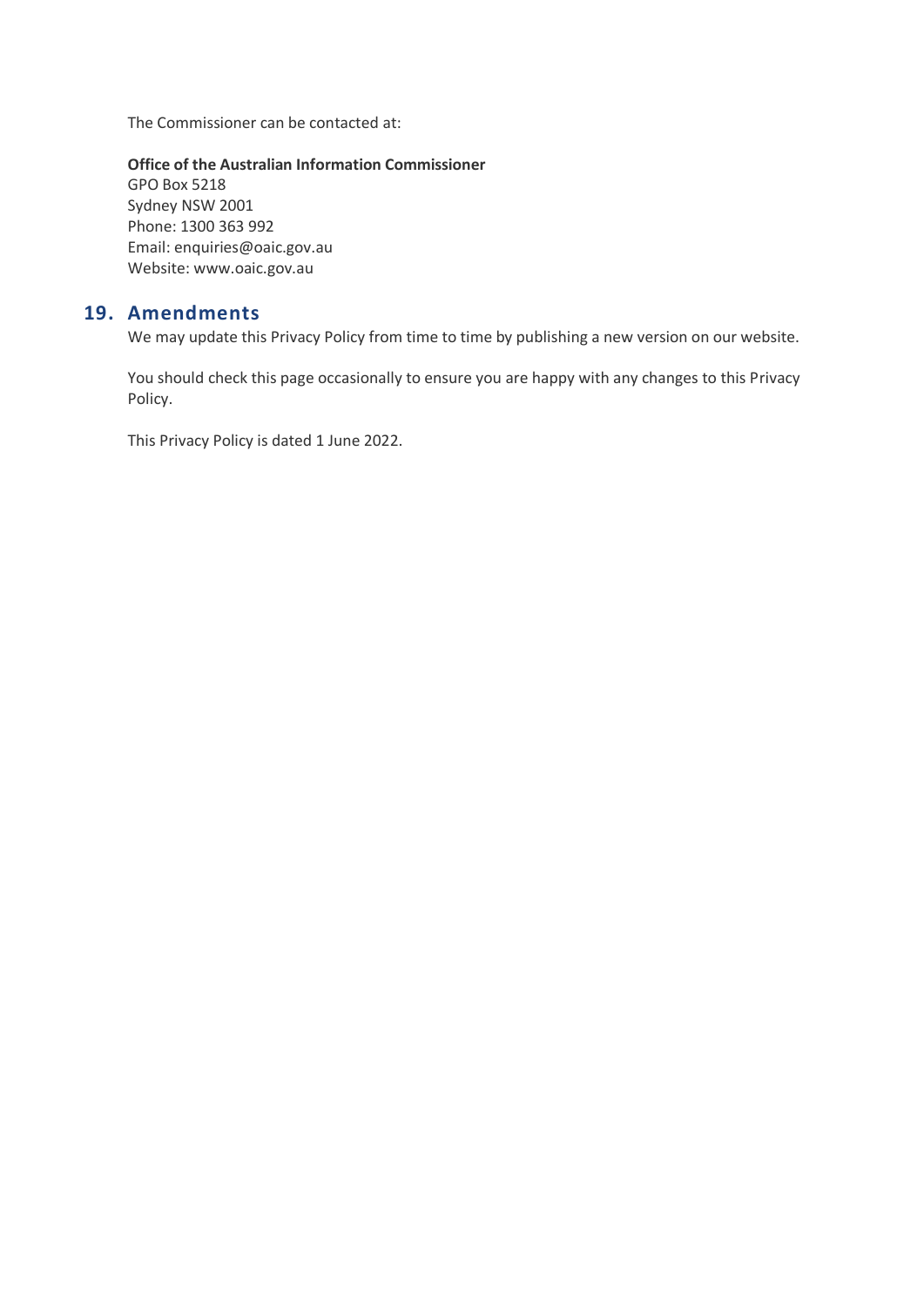The Commissioner can be contacted at:

**Office of the Australian Information Commissioner**
GPO Box 5218
Sydney NSW 2001
Phone: 1300 363 992
Email: enquiries@oaic.gov.au
Website: www.oaic.gov.au

## 19. Amendments

We may update this Privacy Policy from time to time by publishing a new version on our website.

You should check this page occasionally to ensure you are happy with any changes to this Privacy Policy.

This Privacy Policy is dated 1 June 2022.